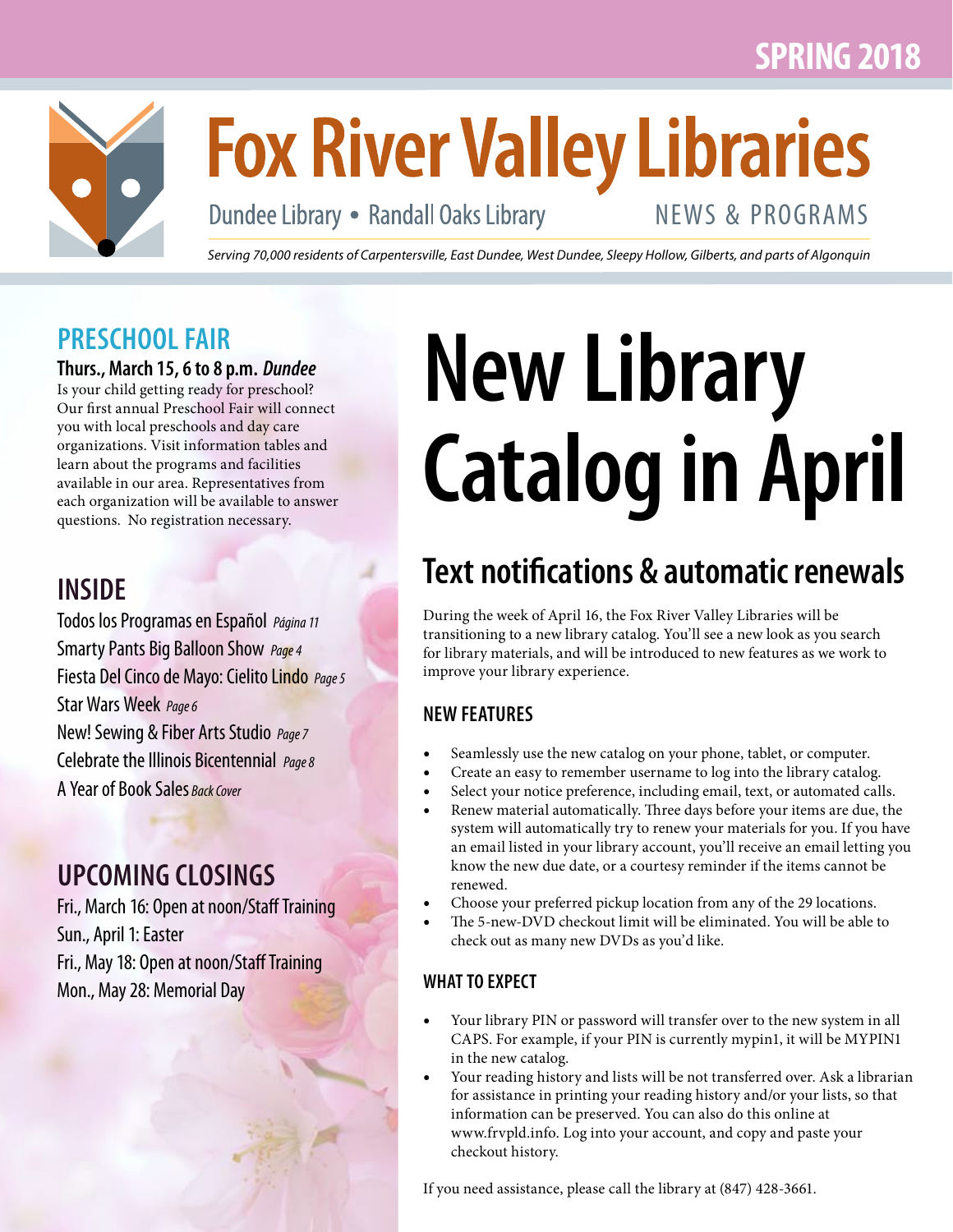SPRING 2018

# Fox River Valley Libraries

Dundee Library • Randall Oaks Library

NEWS & PROGRAMS

*Serving 70,000 residents of Carpentersville, East Dundee, West Dundee, Sleepy Hollow, Gilberts, and parts of Algonquin*

## PRESCHOOL FAIR

**Thurs., March 15, 6 to 8 p.m.** ***Dundee***

Is your child getting ready for preschool? Our first annual Preschool Fair will connect you with local preschools and day care organizations. Visit information tables and learn about the programs and facilities available in our area. Representatives from each organization will be available to answer questions. No registration necessary.

## INSIDE

- Todos los Programas en Español *Página 11*
- Smarty Pants Big Balloon Show *Page 4*
- Fiesta Del Cinco de Mayo: Cielito Lindo *Page 5*
- Star Wars Week *Page 6*
- New! Sewing & Fiber Arts Studio *Page 7*
- Celebrate the Illinois Bicentennial *Page 8*
- A Year of Book Sales *Back Cover*

## UPCOMING CLOSINGS

- Fri., March 16: Open at noon/Staff Training
- Sun., April 1: Easter
- Fri., May 18: Open at noon/Staff Training
- Mon., May 28: Memorial Day

# New Library Catalog in April

## Text notifications & automatic renewals

During the week of April 16, the Fox River Valley Libraries will be transitioning to a new library catalog. You'll see a new look as you search for library materials, and will be introduced to new features as we work to improve your library experience.

### NEW FEATURES

- Seamlessly use the new catalog on your phone, tablet, or computer.
- Create an easy to remember username to log into the library catalog.
- Select your notice preference, including email, text, or automated calls.
- Renew material automatically. Three days before your items are due, the system will automatically try to renew your materials for you. If you have an email listed in your library account, you'll receive an email letting you know the new due date, or a courtesy reminder if the items cannot be renewed.
- Choose your preferred pickup location from any of the 29 locations.
- The 5-new-DVD checkout limit will be eliminated. You will be able to check out as many new DVDs as you'd like.

### WHAT TO EXPECT

- Your library PIN or password will transfer over to the new system in all CAPS. For example, if your PIN is currently mypin1, it will be MYPIN1 in the new catalog.
- Your reading history and lists will be not transferred over. Ask a librarian for assistance in printing your reading history and/or your lists, so that information can be preserved. You can also do this online at www.frvpld.info. Log into your account, and copy and paste your checkout history.

If you need assistance, please call the library at (847) 428-3661.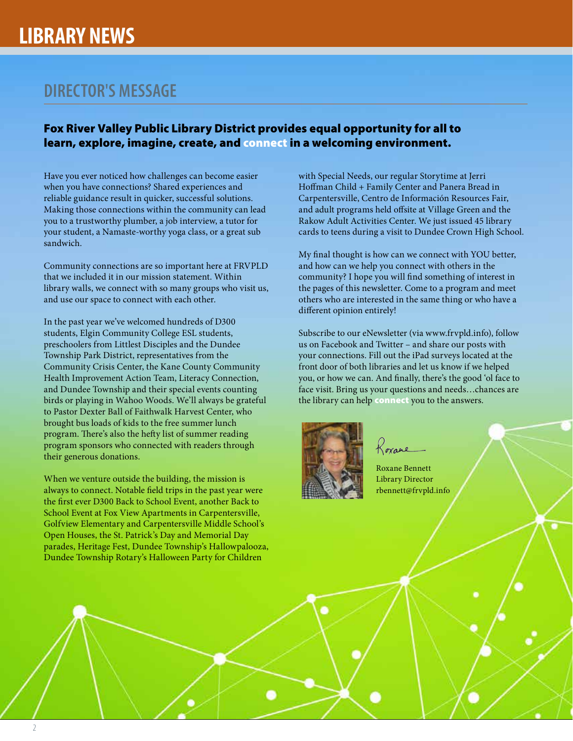# LIBRARY NEWS

## DIRECTOR'S MESSAGE

### Fox River Valley Public Library District provides equal opportunity for all to learn, explore, imagine, create, and connect in a welcoming environment.

Have you ever noticed how challenges can become easier when you have connections? Shared experiences and reliable guidance result in quicker, successful solutions. Making those connections within the community can lead you to a trustworthy plumber, a job interview, a tutor for your student, a Namaste-worthy yoga class, or a great sub sandwich.

Community connections are so important here at FRVPLD that we included it in our mission statement. Within library walls, we connect with so many groups who visit us, and use our space to connect with each other.

In the past year we've welcomed hundreds of D300 students, Elgin Community College ESL students, preschoolers from Littlest Disciples and the Dundee Township Park District, representatives from the Community Crisis Center, the Kane County Community Health Improvement Action Team, Literacy Connection, and Dundee Township and their special events counting birds or playing in Wahoo Woods. We'll always be grateful to Pastor Dexter Ball of Faithwalk Harvest Center, who brought bus loads of kids to the free summer lunch program. There's also the hefty list of summer reading program sponsors who connected with readers through their generous donations.

When we venture outside the building, the mission is always to connect. Notable field trips in the past year were the first ever D300 Back to School Event, another Back to School Event at Fox View Apartments in Carpentersville, Golfview Elementary and Carpentersville Middle School's Open Houses, the St. Patrick's Day and Memorial Day parades, Heritage Fest, Dundee Township's Hallowpalooza, Dundee Township Rotary's Halloween Party for Children with Special Needs, our regular Storytime at Jerri Hoffman Child + Family Center and Panera Bread in Carpentersville, Centro de Información Resources Fair, and adult programs held offsite at Village Green and the Rakow Adult Activities Center. We just issued 45 library cards to teens during a visit to Dundee Crown High School.

My final thought is how can we connect with YOU better, and how can we help you connect with others in the community? I hope you will find something of interest in the pages of this newsletter. Come to a program and meet others who are interested in the same thing or who have a different opinion entirely!

Subscribe to our eNewsletter (via www.frvpld.info), follow us on Facebook and Twitter – and share our posts with your connections. Fill out the iPad surveys located at the front door of both libraries and let us know if we helped you, or how we can. And finally, there's the good 'ol face to face visit. Bring us your questions and needs…chances are the library can help connect you to the answers.

Roxane

Roxane Bennett
Library Director
rbennett@frvpld.info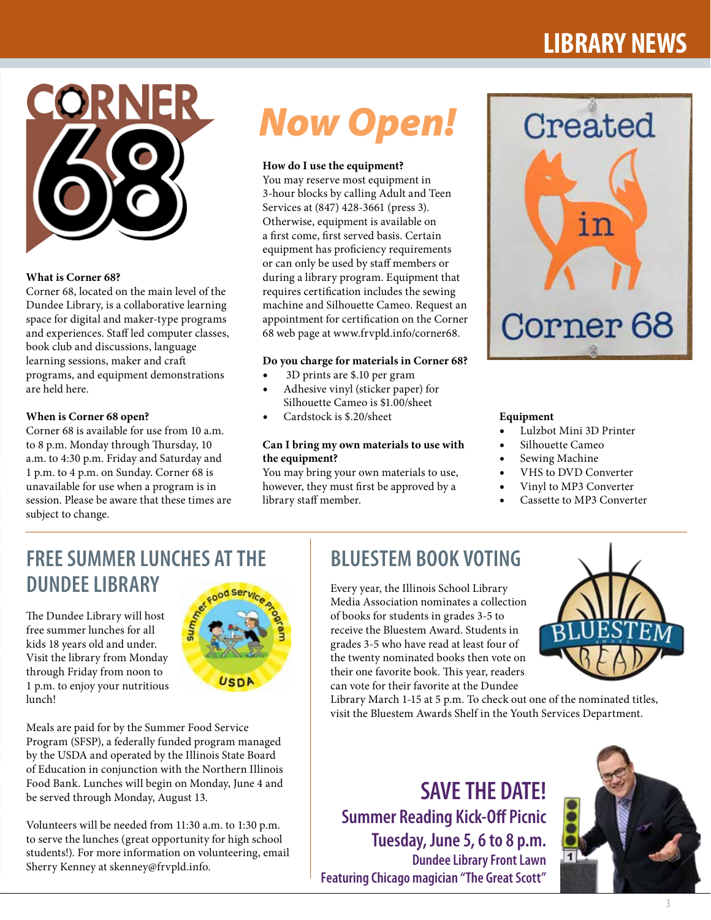# Now Open!

### What is Corner 68?

Corner 68, located on the main level of the Dundee Library, is a collaborative learning space for digital and maker-type programs and experiences. Staff led computer classes, book club and discussions, language learning sessions, maker and craft programs, and equipment demonstrations are held here.

### When is Corner 68 open?

Corner 68 is available for use from 10 a.m. to 8 p.m. Monday through Thursday, 10 a.m. to 4:30 p.m. Friday and Saturday and 1 p.m. to 4 p.m. on Sunday. Corner 68 is unavailable for use when a program is in session. Please be aware that these times are subject to change.

### How do I use the equipment?

You may reserve most equipment in 3-hour blocks by calling Adult and Teen Services at (847) 428-3661 (press 3). Otherwise, equipment is available on a first come, first served basis. Certain equipment has proficiency requirements or can only be used by staff members or during a library program. Equipment that requires certification includes the sewing machine and Silhouette Cameo. Request an appointment for certification on the Corner 68 web page at www.frvpld.info/corner68.

### Do you charge for materials in Corner 68?

- 3D prints are $.10 per gram
- Adhesive vinyl (sticker paper) for Silhouette Cameo is $1.00/sheet
- Cardstock is $.20/sheet

### Can I bring my own materials to use with the equipment?

You may bring your own materials to use, however, they must first be approved by a library staff member.

### Equipment

- Lulzbot Mini 3D Printer
- Silhouette Cameo
- Sewing Machine
- VHS to DVD Converter
- Vinyl to MP3 Converter
- Cassette to MP3 Converter

## FREE SUMMER LUNCHES AT THE DUNDEE LIBRARY

The Dundee Library will host free summer lunches for all kids 18 years old and under. Visit the library from Monday through Friday from noon to 1 p.m. to enjoy your nutritious lunch!

Meals are paid for by the Summer Food Service Program (SFSP), a federally funded program managed by the USDA and operated by the Illinois State Board of Education in conjunction with the Northern Illinois Food Bank. Lunches will begin on Monday, June 4 and be served through Monday, August 13.

Volunteers will be needed from 11:30 a.m. to 1:30 p.m. to serve the lunches (great opportunity for high school students!). For more information on volunteering, email Sherry Kenney at skenney@frvpld.info.

## BLUESTEM BOOK VOTING

Every year, the Illinois School Library Media Association nominates a collection of books for students in grades 3-5 to receive the Bluestem Award. Students in grades 3-5 who have read at least four of the twenty nominated books then vote on their one favorite book. This year, readers can vote for their favorite at the Dundee Library March 1-15 at 5 p.m. To check out one of the nominated titles, visit the Bluestem Awards Shelf in the Youth Services Department.

## SAVE THE DATE!

**Summer Reading Kick-Off Picnic**

**Tuesday, June 5, 6 to 8 p.m.**

**Dundee Library Front Lawn**

**Featuring Chicago magician "The Great Scott"**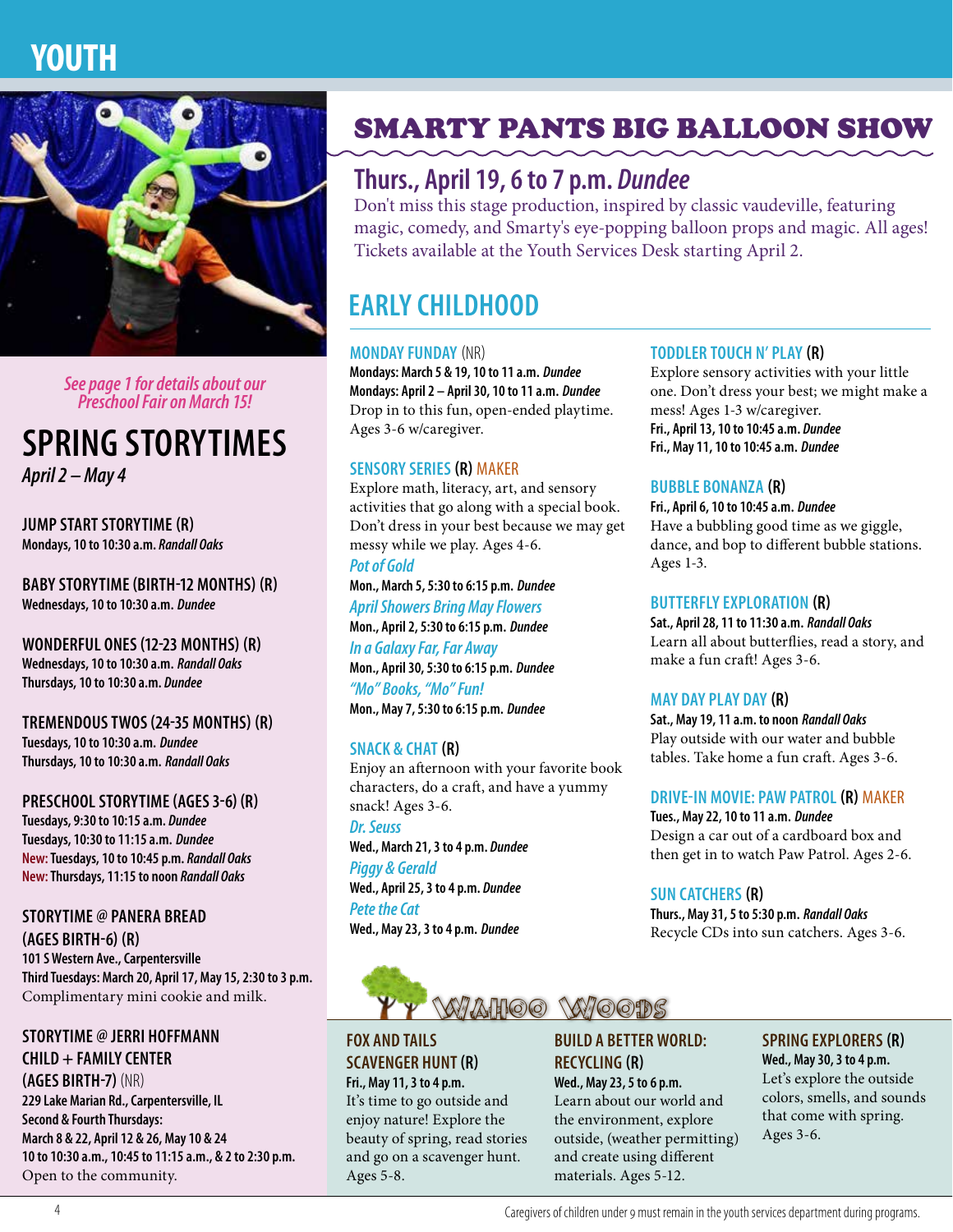# YOUTH

*See page 1 for details about our Preschool Fair on March 15!*

## SPRING STORYTIMES

*April 2 – May 4*

**JUMP START STORYTIME (R)**
**Mondays, 10 to 10:30 a.m.** ***Randall Oaks***

**BABY STORYTIME (BIRTH-12 MONTHS) (R)**
**Wednesdays, 10 to 10:30 a.m.** ***Dundee***

**WONDERFUL ONES (12-23 MONTHS) (R)**
**Wednesdays, 10 to 10:30 a.m.** ***Randall Oaks***
**Thursdays, 10 to 10:30 a.m.** ***Dundee***

**TREMENDOUS TWOS (24-35 MONTHS) (R)**
**Tuesdays, 10 to 10:30 a.m.** ***Dundee***
**Thursdays, 10 to 10:30 a.m.** ***Randall Oaks***

**PRESCHOOL STORYTIME (AGES 3-6) (R)**
**Tuesdays, 9:30 to 10:15 a.m.** ***Dundee***
**Tuesdays, 10:30 to 11:15 a.m.** ***Dundee***
**New: Tuesdays, 10 to 10:45 p.m.** ***Randall Oaks***
**New: Thursdays, 11:15 to noon** ***Randall Oaks***

**STORYTIME @ PANERA BREAD (AGES BIRTH-6) (R)**
**101 S Western Ave., Carpentersville**
**Third Tuesdays: March 20, April 17, May 15, 2:30 to 3 p.m.**
Complimentary mini cookie and milk.

**STORYTIME @ JERRI HOFFMANN CHILD + FAMILY CENTER (AGES BIRTH-7)** (NR)
**229 Lake Marian Rd., Carpentersville, IL**
**Second & Fourth Thursdays:**
**March 8 & 22, April 12 & 26, May 10 & 24**
**10 to 10:30 a.m., 10:45 to 11:15 a.m., & 2 to 2:30 p.m.**
Open to the community.

## SMARTY PANTS BIG BALLOON SHOW

### Thurs., April 19, 6 to 7 p.m. *Dundee*

Don't miss this stage production, inspired by classic vaudeville, featuring magic, comedy, and Smarty's eye-popping balloon props and magic. All ages! Tickets available at the Youth Services Desk starting April 2.

## EARLY CHILDHOOD

**MONDAY FUNDAY** (NR)
**Mondays: March 5 & 19, 10 to 11 a.m.** ***Dundee***
**Mondays: April 2 – April 30, 10 to 11 a.m.** ***Dundee***
Drop in to this fun, open-ended playtime. Ages 3-6 w/caregiver.

**SENSORY SERIES (R) MAKER**
Explore math, literacy, art, and sensory activities that go along with a special book. Don't dress in your best because we may get messy while we play. Ages 4-6.

*Pot of Gold*
**Mon., March 5, 5:30 to 6:15 p.m.** ***Dundee***

*April Showers Bring May Flowers*
**Mon., April 2, 5:30 to 6:15 p.m.** ***Dundee***

*In a Galaxy Far, Far Away*
**Mon., April 30, 5:30 to 6:15 p.m.** ***Dundee***

*"Mo" Books, "Mo" Fun!*
**Mon., May 7, 5:30 to 6:15 p.m.** ***Dundee***

**SNACK & CHAT (R)**
Enjoy an afternoon with your favorite book characters, do a craft, and have a yummy snack! Ages 3-6.

*Dr. Seuss*
**Wed., March 21, 3 to 4 p.m.** ***Dundee***

*Piggy & Gerald*
**Wed., April 25, 3 to 4 p.m.** ***Dundee***

*Pete the Cat*
**Wed., May 23, 3 to 4 p.m.** ***Dundee***

**TODDLER TOUCH N' PLAY (R)**
Explore sensory activities with your little one. Don't dress your best; we might make a mess! Ages 1-3 w/caregiver.
**Fri., April 13, 10 to 10:45 a.m.** ***Dundee***
**Fri., May 11, 10 to 10:45 a.m.** ***Dundee***

**BUBBLE BONANZA (R)**
**Fri., April 6, 10 to 10:45 a.m.** ***Dundee***
Have a bubbling good time as we giggle, dance, and bop to different bubble stations. Ages 1-3.

**BUTTERFLY EXPLORATION (R)**
**Sat., April 28, 11 to 11:30 a.m.** ***Randall Oaks***
Learn all about butterflies, read a story, and make a fun craft! Ages 3-6.

**MAY DAY PLAY DAY (R)**
**Sat., May 19, 11 a.m. to noon** ***Randall Oaks***
Play outside with our water and bubble tables. Take home a fun craft. Ages 3-6.

**DRIVE-IN MOVIE: PAW PATROL (R) MAKER**
**Tues., May 22, 10 to 11 a.m.** ***Dundee***
Design a car out of a cardboard box and then get in to watch Paw Patrol. Ages 2-6.

**SUN CATCHERS (R)**
**Thurs., May 31, 5 to 5:30 p.m.** ***Randall Oaks***
Recycle CDs into sun catchers. Ages 3-6.

## WAHOO WOODS

**FOX AND TAILS SCAVENGER HUNT (R)**
**Fri., May 11, 3 to 4 p.m.**
It's time to go outside and enjoy nature! Explore the beauty of spring, read stories and go on a scavenger hunt. Ages 5-8.

**BUILD A BETTER WORLD: RECYCLING (R)**
**Wed., May 23, 5 to 6 p.m.**
Learn about our world and the environment, explore outside, (weather permitting) and create using different materials. Ages 5-12.

**SPRING EXPLORERS (R)**
**Wed., May 30, 3 to 4 p.m.**
Let's explore the outside colors, smells, and sounds that come with spring. Ages 3-6.

Caregivers of children under 9 must remain in the youth services department during programs.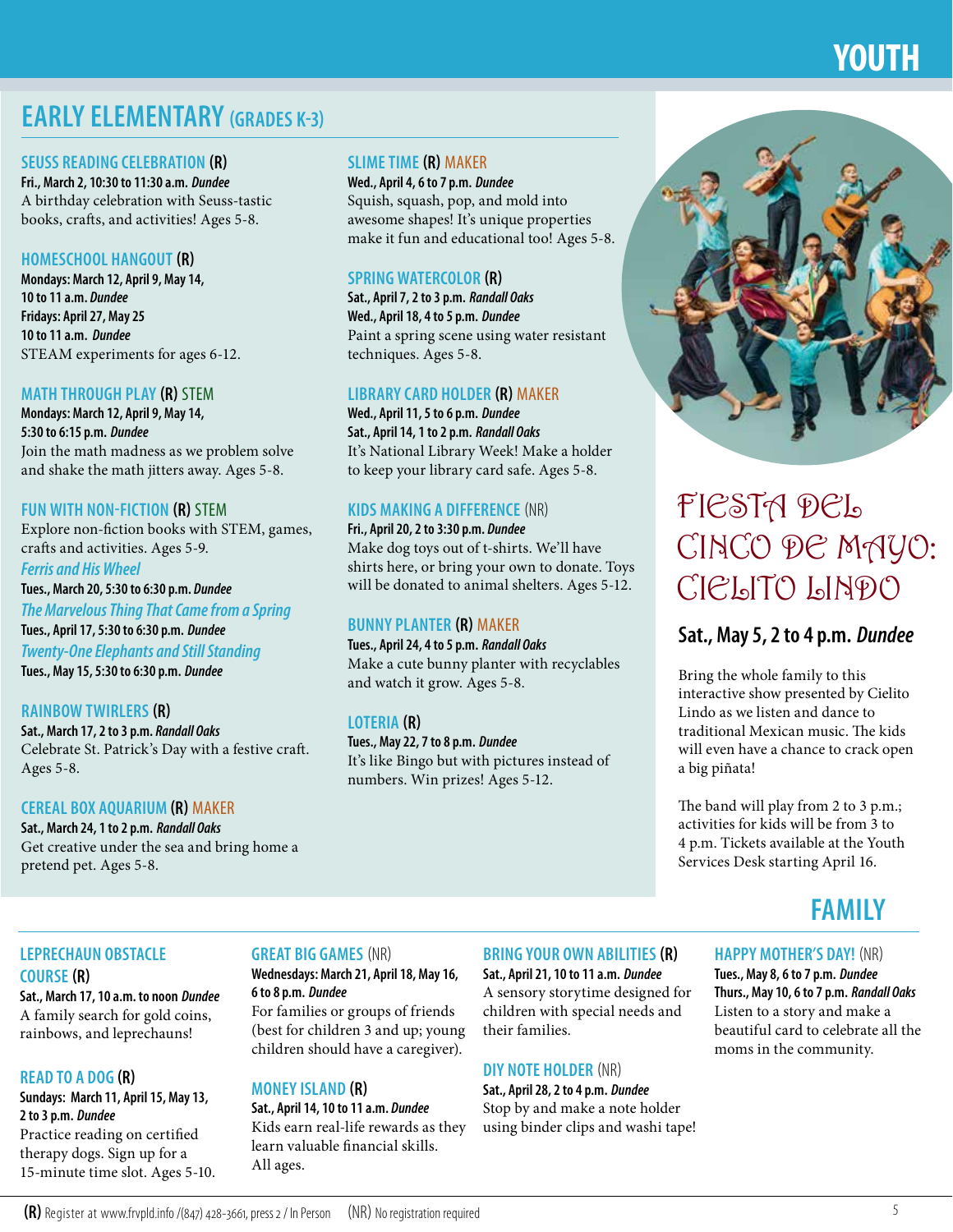# YOUTH

## EARLY ELEMENTARY (GRADES K-3)

### SEUSS READING CELEBRATION (R)
**Fri., March 2, 10:30 to 11:30 a.m.** ***Dundee***
A birthday celebration with Seuss-tastic books, crafts, and activities! Ages 5-8.

### HOMESCHOOL HANGOUT (R)
**Mondays: March 12, April 9, May 14, 10 to 11 a.m.** ***Dundee***
**Fridays: April 27, May 25 10 to 11 a.m.** ***Dundee***
STEAM experiments for ages 6-12.

### MATH THROUGH PLAY (R) STEM
**Mondays: March 12, April 9, May 14, 5:30 to 6:15 p.m.** ***Dundee***
Join the math madness as we problem solve and shake the math jitters away. Ages 5-8.

### FUN WITH NON-FICTION (R) STEM
Explore non-fiction books with STEM, games, crafts and activities. Ages 5-9.

*Ferris and His Wheel*
**Tues., March 20, 5:30 to 6:30 p.m.** ***Dundee***

*The Marvelous Thing That Came from a Spring*
**Tues., April 17, 5:30 to 6:30 p.m.** ***Dundee***

*Twenty-One Elephants and Still Standing*
**Tues., May 15, 5:30 to 6:30 p.m.** ***Dundee***

### RAINBOW TWIRLERS (R)
**Sat., March 17, 2 to 3 p.m.** ***Randall Oaks***
Celebrate St. Patrick's Day with a festive craft. Ages 5-8.

### CEREAL BOX AQUARIUM (R) MAKER
**Sat., March 24, 1 to 2 p.m.** ***Randall Oaks***
Get creative under the sea and bring home a pretend pet. Ages 5-8.

### SLIME TIME (R) MAKER
**Wed., April 4, 6 to 7 p.m.** ***Dundee***
Squish, squash, pop, and mold into awesome shapes! It's unique properties make it fun and educational too! Ages 5-8.

### SPRING WATERCOLOR (R)
**Sat., April 7, 2 to 3 p.m.** ***Randall Oaks***
**Wed., April 18, 4 to 5 p.m.** ***Dundee***
Paint a spring scene using water resistant techniques. Ages 5-8.

### LIBRARY CARD HOLDER (R) MAKER
**Wed., April 11, 5 to 6 p.m.** ***Dundee***
**Sat., April 14, 1 to 2 p.m.** ***Randall Oaks***
It's National Library Week! Make a holder to keep your library card safe. Ages 5-8.

### KIDS MAKING A DIFFERENCE (NR)
**Fri., April 20, 2 to 3:30 p.m.** ***Dundee***
Make dog toys out of t-shirts. We'll have shirts here, or bring your own to donate. Toys will be donated to animal shelters. Ages 5-12.

### BUNNY PLANTER (R) MAKER
**Tues., April 24, 4 to 5 p.m.** ***Randall Oaks***
Make a cute bunny planter with recyclables and watch it grow. Ages 5-8.

### LOTERIA (R)
**Tues., May 22, 7 to 8 p.m.** ***Dundee***
It's like Bingo but with pictures instead of numbers. Win prizes! Ages 5-12.

## FIESTA DEL CINCO DE MAYO: CIELITO LINDO

**Sat., May 5, 2 to 4 p.m.** ***Dundee***

Bring the whole family to this interactive show presented by Cielito Lindo as we listen and dance to traditional Mexican music. The kids will even have a chance to crack open a big piñata!

The band will play from 2 to 3 p.m.; activities for kids will be from 3 to 4 p.m. Tickets available at the Youth Services Desk starting April 16.

## FAMILY

### LEPRECHAUN OBSTACLE COURSE (R)
**Sat., March 17, 10 a.m. to noon** ***Dundee***
A family search for gold coins, rainbows, and leprechauns!

### READ TO A DOG (R)
**Sundays: March 11, April 15, May 13, 2 to 3 p.m.** ***Dundee***
Practice reading on certified therapy dogs. Sign up for a 15-minute time slot. Ages 5-10.

### GREAT BIG GAMES (NR)
**Wednesdays: March 21, April 18, May 16, 6 to 8 p.m.** ***Dundee***
For families or groups of friends (best for children 3 and up; young children should have a caregiver).

### MONEY ISLAND (R)
**Sat., April 14, 10 to 11 a.m.** ***Dundee***
Kids earn real-life rewards as they learn valuable financial skills. All ages.

### BRING YOUR OWN ABILITIES (R)
**Sat., April 21, 10 to 11 a.m.** ***Dundee***
A sensory storytime designed for children with special needs and their families.

### DIY NOTE HOLDER (NR)
**Sat., April 28, 2 to 4 p.m.** ***Dundee***
Stop by and make a note holder using binder clips and washi tape!

### HAPPY MOTHER'S DAY! (NR)
**Tues., May 8, 6 to 7 p.m.** ***Dundee***
**Thurs., May 10, 6 to 7 p.m.** ***Randall Oaks***
Listen to a story and make a beautiful card to celebrate all the moms in the community.

**(R)** Register at www.frvpld.info /(847) 428-3661, press 2 / In Person (NR) No registration required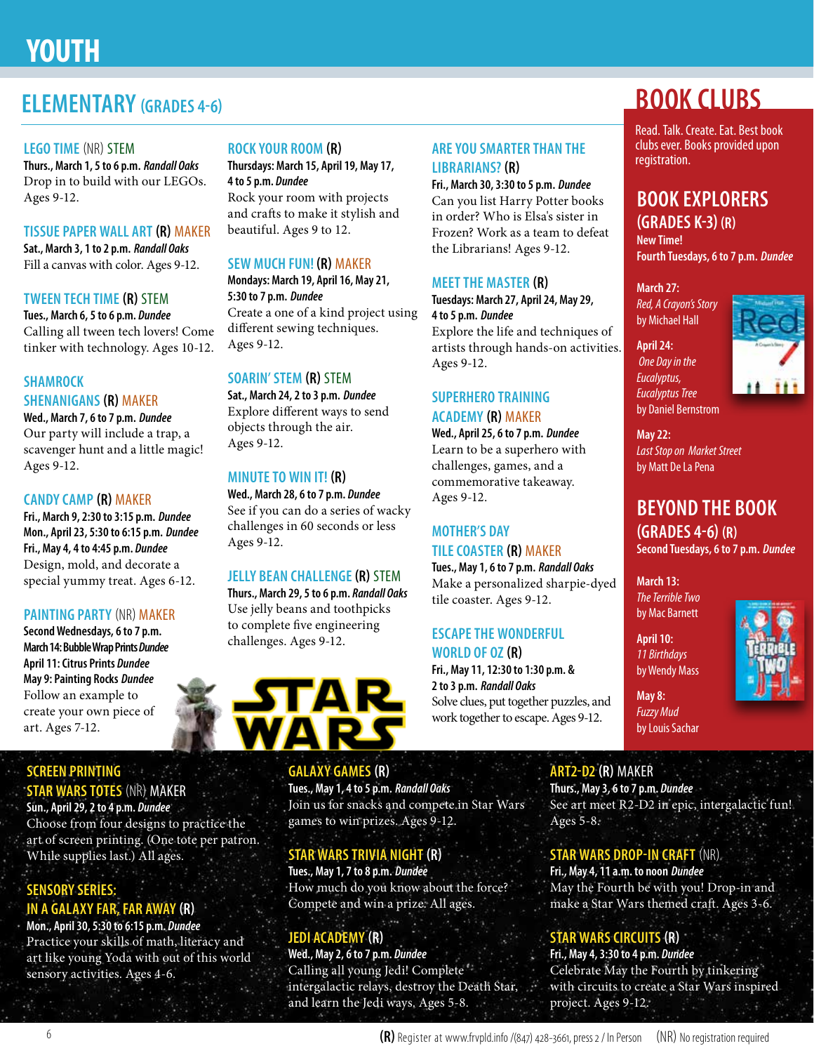# YOUTH

## ELEMENTARY (GRADES 4-6)

### LEGO TIME (NR) STEM
**Thurs., March 1, 5 to 6 p.m. *Randall Oaks***
Drop in to build with our LEGOs. Ages 9-12.

### TISSUE PAPER WALL ART (R) MAKER
**Sat., March 3, 1 to 2 p.m. *Randall Oaks***
Fill a canvas with color. Ages 9-12.

### TWEEN TECH TIME (R) STEM
**Tues., March 6, 5 to 6 p.m. *Dundee***
Calling all tween tech lovers! Come tinker with technology. Ages 10-12.

### SHAMROCK SHENANIGANS (R) MAKER
**Wed., March 7, 6 to 7 p.m. *Dundee***
Our party will include a trap, a scavenger hunt and a little magic! Ages 9-12.

### CANDY CAMP (R) MAKER
**Fri., March 9, 2:30 to 3:15 p.m. *Dundee***
**Mon., April 23, 5:30 to 6:15 p.m. *Dundee***
**Fri., May 4, 4 to 4:45 p.m. *Dundee***
Design, mold, and decorate a special yummy treat. Ages 6-12.

### PAINTING PARTY (NR) MAKER
**Second Wednesdays, 6 to 7 p.m.**
**March 14: Bubble Wrap Prints *Dundee***
**April 11: Citrus Prints *Dundee***
**May 9: Painting Rocks *Dundee***
Follow an example to create your own piece of art. Ages 7-12.

### ROCK YOUR ROOM (R)
**Thursdays: March 15, April 19, May 17, 4 to 5 p.m. *Dundee***
Rock your room with projects and crafts to make it stylish and beautiful. Ages 9 to 12.

### SEW MUCH FUN! (R) MAKER
**Mondays: March 19, April 16, May 21, 5:30 to 7 p.m. *Dundee***
Create a one of a kind project using different sewing techniques. Ages 9-12.

### SOARIN' STEM (R) STEM
**Sat., March 24, 2 to 3 p.m. *Dundee***
Explore different ways to send objects through the air. Ages 9-12.

### MINUTE TO WIN IT! (R)
**Wed., March 28, 6 to 7 p.m. *Dundee***
See if you can do a series of wacky challenges in 60 seconds or less Ages 9-12.

### JELLY BEAN CHALLENGE (R) STEM
**Thurs., March 29, 5 to 6 p.m. *Randall Oaks***
Use jelly beans and toothpicks to complete five engineering challenges. Ages 9-12.

### ARE YOU SMARTER THAN THE LIBRARIANS? (R)
**Fri., March 30, 3:30 to 5 p.m. *Dundee***
Can you list Harry Potter books in order? Who is Elsa's sister in Frozen? Work as a team to defeat the Librarians! Ages 9-12.

### MEET THE MASTER (R)
**Tuesdays: March 27, April 24, May 29, 4 to 5 p.m. *Dundee***
Explore the life and techniques of artists through hands-on activities. Ages 9-12.

### SUPERHERO TRAINING ACADEMY (R) MAKER
**Wed., April 25, 6 to 7 p.m. *Dundee***
Learn to be a superhero with challenges, games, and a commemorative takeaway. Ages 9-12.

### MOTHER'S DAY TILE COASTER (R) MAKER
**Tues., May 1, 6 to 7 p.m. *Randall Oaks***
Make a personalized sharpie-dyed tile coaster. Ages 9-12.

### ESCAPE THE WONDERFUL WORLD OF OZ (R)
**Fri., May 11, 12:30 to 1:30 p.m. & 2 to 3 p.m. *Randall Oaks***
Solve clues, put together puzzles, and work together to escape. Ages 9-12.

## STAR WARS

### SCREEN PRINTING STAR WARS TOTES (NR) MAKER
**Sun., April 29, 2 to 4 p.m. *Dundee***
Choose from four designs to practice the art of screen printing. (One tote per patron. While supplies last.) All ages.

### SENSORY SERIES: IN A GALAXY FAR, FAR AWAY (R)
**Mon., April 30, 5:30 to 6:15 p.m. *Dundee***
Practice your skills of math, literacy and art like young Yoda with out of this world sensory activities. Ages 4-6.

### GALAXY GAMES (R)
**Tues., May 1, 4 to 5 p.m. *Randall Oaks***
Join us for snacks and compete in Star Wars games to win prizes. Ages 9-12.

### STAR WARS TRIVIA NIGHT (R)
**Tues., May 1, 7 to 8 p.m. *Dundee***
How much do you know about the force? Compete and win a prize. All ages.

### JEDI ACADEMY (R)
**Wed., May 2, 6 to 7 p.m. *Dundee***
Calling all young Jedi! Complete intergalactic relays, destroy the Death Star, and learn the Jedi ways. Ages 5-8.

### ART2-D2 (R) MAKER
**Thurs., May 3, 6 to 7 p.m. *Dundee***
See art meet R2-D2 in epic, intergalactic fun! Ages 5-8.

### STAR WARS DROP-IN CRAFT (NR)
**Fri., May 4, 11 a.m. to noon *Dundee***
May the Fourth be with you! Drop-in and make a Star Wars themed craft. Ages 3-6.

### STAR WARS CIRCUITS (R)
**Fri., May 4, 3:30 to 4 p.m. *Dundee***
Celebrate May the Fourth by tinkering with circuits to create a Star Wars inspired project. Ages 9-12.

## BOOK CLUBS

Read. Talk. Create. Eat. Best book clubs ever. Books provided upon registration.

### BOOK EXPLORERS (GRADES K-3) (R)
**New Time!**
**Fourth Tuesdays, 6 to 7 p.m. *Dundee***

**March 27:** *Red, A Crayon's Story* by Michael Hall

**April 24:** *One Day in the Eucalyptus, Eucalyptus Tree* by Daniel Bernstrom

**May 22:** *Last Stop on Market Street* by Matt De La Pena

### BEYOND THE BOOK (GRADES 4-6) (R)
**Second Tuesdays, 6 to 7 p.m. *Dundee***

**March 13:** *The Terrible Two* by Mac Barnett

**April 10:** *11 Birthdays* by Wendy Mass

**May 8:** *Fuzzy Mud* by Louis Sachar

(R) Register at www.frvpld.info /(847) 428-3661, press 2 / In Person (NR) No registration required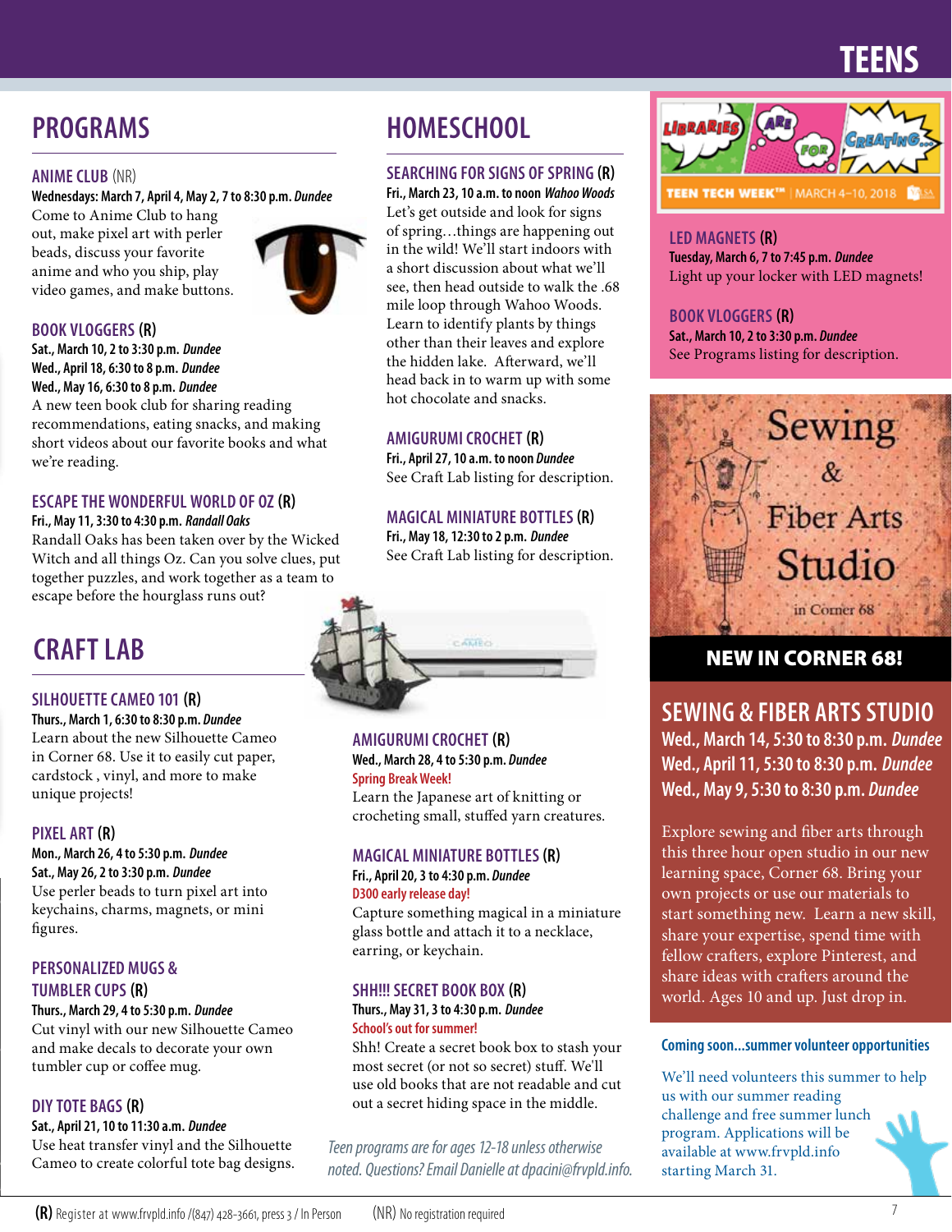# TEENS

## PROGRAMS

### ANIME CLUB (NR)

**Wednesdays: March 7, April 4, May 2, 7 to 8:30 p.m. *Dundee***

Come to Anime Club to hang out, make pixel art with perler beads, discuss your favorite anime and who you ship, play video games, and make buttons.

### BOOK VLOGGERS (R)

**Sat., March 10, 2 to 3:30 p.m. *Dundee***
**Wed., April 18, 6:30 to 8 p.m. *Dundee***
**Wed., May 16, 6:30 to 8 p.m. *Dundee***

A new teen book club for sharing reading recommendations, eating snacks, and making short videos about our favorite books and what we're reading.

### ESCAPE THE WONDERFUL WORLD OF OZ (R)

**Fri., May 11, 3:30 to 4:30 p.m. *Randall Oaks***

Randall Oaks has been taken over by the Wicked Witch and all things Oz. Can you solve clues, put together puzzles, and work together as a team to escape before the hourglass runs out?

## CRAFT LAB

### SILHOUETTE CAMEO 101 (R)

**Thurs., March 1, 6:30 to 8:30 p.m. *Dundee***

Learn about the new Silhouette Cameo in Corner 68. Use it to easily cut paper, cardstock , vinyl, and more to make unique projects!

### PIXEL ART (R)

**Mon., March 26, 4 to 5:30 p.m. *Dundee***
**Sat., May 26, 2 to 3:30 p.m. *Dundee***

Use perler beads to turn pixel art into keychains, charms, magnets, or mini figures.

### PERSONALIZED MUGS & TUMBLER CUPS (R)

**Thurs., March 29, 4 to 5:30 p.m. *Dundee***

Cut vinyl with our new Silhouette Cameo and make decals to decorate your own tumbler cup or coffee mug.

### DIY TOTE BAGS (R)

**Sat., April 21, 10 to 11:30 a.m. *Dundee***

Use heat transfer vinyl and the Silhouette Cameo to create colorful tote bag designs.

### AMIGURUMI CROCHET (R)

**Wed., March 28, 4 to 5:30 p.m. *Dundee***
**Spring Break Week!**

Learn the Japanese art of knitting or crocheting small, stuffed yarn creatures.

### MAGICAL MINIATURE BOTTLES (R)

**Fri., April 20, 3 to 4:30 p.m. *Dundee***
**D300 early release day!**

Capture something magical in a miniature glass bottle and attach it to a necklace, earring, or keychain.

### SHH!!! SECRET BOOK BOX (R)

**Thurs., May 31, 3 to 4:30 p.m. *Dundee***
**School's out for summer!**

Shh! Create a secret book box to stash your most secret (or not so secret) stuff. We'll use old books that are not readable and cut out a secret hiding space in the middle.

## HOMESCHOOL

### SEARCHING FOR SIGNS OF SPRING (R)

**Fri., March 23, 10 a.m. to noon *Wahoo Woods***

Let's get outside and look for signs of spring…things are happening out in the wild! We'll start indoors with a short discussion about what we'll see, then head outside to walk the .68 mile loop through Wahoo Woods. Learn to identify plants by things other than their leaves and explore the hidden lake. Afterward, we'll head back in to warm up with some hot chocolate and snacks.

### AMIGURUMI CROCHET (R)

**Fri., April 27, 10 a.m. to noon *Dundee***

See Craft Lab listing for description.

### MAGICAL MINIATURE BOTTLES (R)

**Fri., May 18, 12:30 to 2 p.m. *Dundee***

See Craft Lab listing for description.

*Teen programs are for ages 12-18 unless otherwise noted. Questions? Email Danielle at dpacini@frvpld.info.*

LIBRARIES ARE FOR CREATING… TEEN TECH WEEK™ | MARCH 4–10, 2018

### LED MAGNETS (R)

**Tuesday, March 6, 7 to 7:45 p.m. *Dundee***

Light up your locker with LED magnets!

### BOOK VLOGGERS (R)

**Sat., March 10, 2 to 3:30 p.m. *Dundee***

See Programs listing for description.

Sewing & Fiber Arts Studio in Corner 68

**NEW IN CORNER 68!**

## SEWING & FIBER ARTS STUDIO

**Wed., March 14, 5:30 to 8:30 p.m. *Dundee***
**Wed., April 11, 5:30 to 8:30 p.m. *Dundee***
**Wed., May 9, 5:30 to 8:30 p.m. *Dundee***

Explore sewing and fiber arts through this three hour open studio in our new learning space, Corner 68. Bring your own projects or use our materials to start something new. Learn a new skill, share your expertise, spend time with fellow crafters, explore Pinterest, and share ideas with crafters around the world. Ages 10 and up. Just drop in.

### Coming soon...summer volunteer opportunities

We'll need volunteers this summer to help us with our summer reading challenge and free summer lunch program. Applications will be available at www.frvpld.info starting March 31.

**(R)** Register at www.frvpld.info /(847) 428-3661, press 3 / In Person (NR) No registration required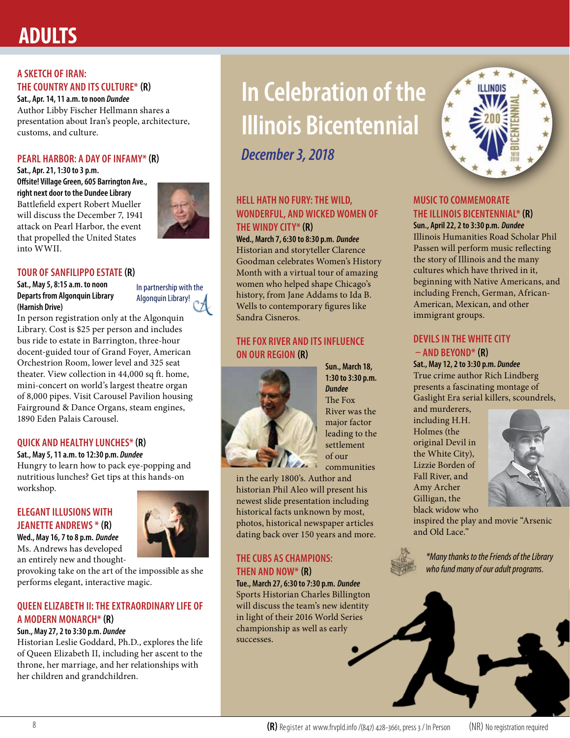# ADULTS

### A SKETCH OF IRAN: THE COUNTRY AND ITS CULTURE* (R)

**Sat., Apr. 14, 11 a.m. to noon** ***Dundee***

Author Libby Fischer Hellmann shares a presentation about Iran's people, architecture, customs, and culture.

### PEARL HARBOR: A DAY OF INFAMY* (R)

**Sat., Apr. 21, 1:30 to 3 p.m.**
**Offsite! Village Green, 605 Barrington Ave., right next door to the Dundee Library**

Battlefield expert Robert Mueller will discuss the December 7, 1941 attack on Pearl Harbor, the event that propelled the United States into WWII.

### TOUR OF SANFILIPPO ESTATE (R)

**Sat., May 5, 8:15 a.m. to noon**
**Departs from Algonquin Library (Harnish Drive)**

In partnership with the Algonquin Library!

In person registration only at the Algonquin Library. Cost is $25 per person and includes bus ride to estate in Barrington, three-hour docent-guided tour of Grand Foyer, American Orchestrion Room, lower level and 325 seat theater. View collection in 44,000 sq ft. home, mini-concert on world's largest theatre organ of 8,000 pipes. Visit Carousel Pavilion housing Fairground & Dance Organs, steam engines, 1890 Eden Palais Carousel.

### QUICK AND HEALTHY LUNCHES* (R)

**Sat., May 5, 11 a.m. to 12:30 p.m.** ***Dundee***

Hungry to learn how to pack eye-popping and nutritious lunches? Get tips at this hands-on workshop.

### ELEGANT ILLUSIONS WITH JEANETTE ANDREWS * (R)

**Wed., May 16, 7 to 8 p.m.** ***Dundee***

Ms. Andrews has developed an entirely new and thought-provoking take on the art of the impossible as she performs elegant, interactive magic.

### QUEEN ELIZABETH II: THE EXTRAORDINARY LIFE OF A MODERN MONARCH* (R)

**Sun., May 27, 2 to 3:30 p.m.** ***Dundee***

Historian Leslie Goddard, Ph.D., explores the life of Queen Elizabeth II, including her ascent to the throne, her marriage, and her relationships with her children and grandchildren.

## In Celebration of the Illinois Bicentennial

***December 3, 2018***

### HELL HATH NO FURY: THE WILD, WONDERFUL, AND WICKED WOMEN OF THE WINDY CITY* (R)

**Wed., March 7, 6:30 to 8:30 p.m.** ***Dundee***

Historian and storyteller Clarence Goodman celebrates Women's History Month with a virtual tour of amazing women who helped shape Chicago's history, from Jane Addams to Ida B. Wells to contemporary figures like Sandra Cisneros.

### THE FOX RIVER AND ITS INFLUENCE ON OUR REGION (R)

**Sun., March 18, 1:30 to 3:30 p.m.** ***Dundee***

The Fox River was the major factor leading to the settlement of our communities in the early 1800's. Author and historian Phil Aleo will present his newest slide presentation including historical facts unknown by most, photos, historical newspaper articles dating back over 150 years and more.

### THE CUBS AS CHAMPIONS: THEN AND NOW* (R)

**Tue., March 27, 6:30 to 7:30 p.m.** ***Dundee***

Sports Historian Charles Billington will discuss the team's new identity in light of their 2016 World Series championship as well as early successes.

### MUSIC TO COMMEMORATE THE ILLINOIS BICENTENNIAL* (R)

**Sun., April 22, 2 to 3:30 p.m.** ***Dundee***

Illinois Humanities Road Scholar Phil Passen will perform music reflecting the story of Illinois and the many cultures which have thrived in it, beginning with Native Americans, and including French, German, African-American, Mexican, and other immigrant groups.

### DEVILS IN THE WHITE CITY – AND BEYOND* (R)

**Sat., May 12, 2 to 3:30 p.m.** ***Dundee***

True crime author Rich Lindberg presents a fascinating montage of Gaslight Era serial killers, scoundrels, and murderers, including H.H. Holmes (the original Devil in the White City), Lizzie Borden of Fall River, and Amy Archer Gilligan, the black widow who inspired the play and movie "Arsenic and Old Lace."

*\*Many thanks to the Friends of the Library who fund many of our adult programs.*

**(R)** Register at www.frvpld.info /(847) 428-3661, press 3 / In Person (NR) No registration required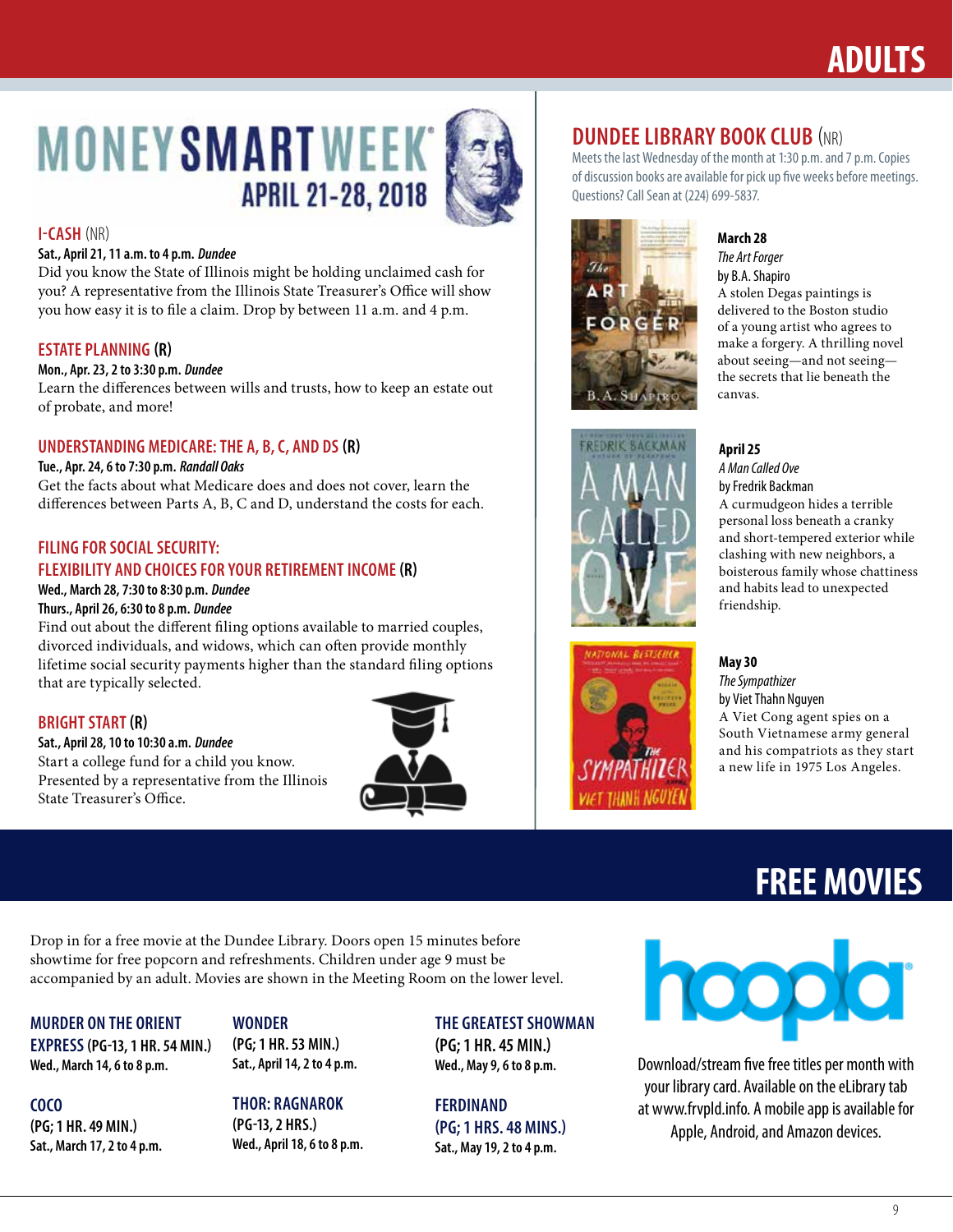# ADULTS

# MONEY SMART WEEK®

## APRIL 21-28, 2018

### I-CASH (NR)

**Sat., April 21, 11 a.m. to 4 p.m.** ***Dundee***

Did you know the State of Illinois might be holding unclaimed cash for you? A representative from the Illinois State Treasurer's Office will show you how easy it is to file a claim. Drop by between 11 a.m. and 4 p.m.

### ESTATE PLANNING (R)

**Mon., Apr. 23, 2 to 3:30 p.m.** ***Dundee***

Learn the differences between wills and trusts, how to keep an estate out of probate, and more!

### UNDERSTANDING MEDICARE: THE A, B, C, AND DS (R)

**Tue., Apr. 24, 6 to 7:30 p.m.** ***Randall Oaks***

Get the facts about what Medicare does and does not cover, learn the differences between Parts A, B, C and D, understand the costs for each.

### FILING FOR SOCIAL SECURITY: FLEXIBILITY AND CHOICES FOR YOUR RETIREMENT INCOME (R)

**Wed., March 28, 7:30 to 8:30 p.m.** ***Dundee***

**Thurs., April 26, 6:30 to 8 p.m.** ***Dundee***

Find out about the different filing options available to married couples, divorced individuals, and widows, which can often provide monthly lifetime social security payments higher than the standard filing options that are typically selected.

### BRIGHT START (R)

**Sat., April 28, 10 to 10:30 a.m.** ***Dundee***

Start a college fund for a child you know. Presented by a representative from the Illinois State Treasurer's Office.

## DUNDEE LIBRARY BOOK CLUB (NR)

Meets the last Wednesday of the month at 1:30 p.m. and 7 p.m. Copies of discussion books are available for pick up five weeks before meetings. Questions? Call Sean at (224) 699-5837.

**March 28**
*The Art Forger*
by B.A. Shapiro
A stolen Degas paintings is delivered to the Boston studio of a young artist who agrees to make a forgery. A thrilling novel about seeing—and not seeing—the secrets that lie beneath the canvas.

**April 25**
*A Man Called Ove*
by Fredrik Backman
A curmudgeon hides a terrible personal loss beneath a cranky and short-tempered exterior while clashing with new neighbors, a boisterous family whose chattiness and habits lead to unexpected friendship.

**May 30**
*The Sympathizer*
by Viet Thahn Nguyen
A Viet Cong agent spies on a South Vietnamese army general and his compatriots as they start a new life in 1975 Los Angeles.

# FREE MOVIES

Drop in for a free movie at the Dundee Library. Doors open 15 minutes before showtime for free popcorn and refreshments. Children under age 9 must be accompanied by an adult. Movies are shown in the Meeting Room on the lower level.

**MURDER ON THE ORIENT EXPRESS (PG-13, 1 HR. 54 MIN.)**
**Wed., March 14, 6 to 8 p.m.**

**COCO (PG; 1 HR. 49 MIN.)**
**Sat., March 17, 2 to 4 p.m.**

**WONDER (PG; 1 HR. 53 MIN.)**
**Sat., April 14, 2 to 4 p.m.**

**THOR: RAGNAROK (PG-13, 2 HRS.)**
**Wed., April 18, 6 to 8 p.m.**

**THE GREATEST SHOWMAN (PG; 1 HR. 45 MIN.)**
**Wed., May 9, 6 to 8 p.m.**

**FERDINAND (PG; 1 HRS. 48 MINS.)**
**Sat., May 19, 2 to 4 p.m.**

**hoopla**

Download/stream five free titles per month with your library card. Available on the eLibrary tab at www.frvpld.info. A mobile app is available for Apple, Android, and Amazon devices.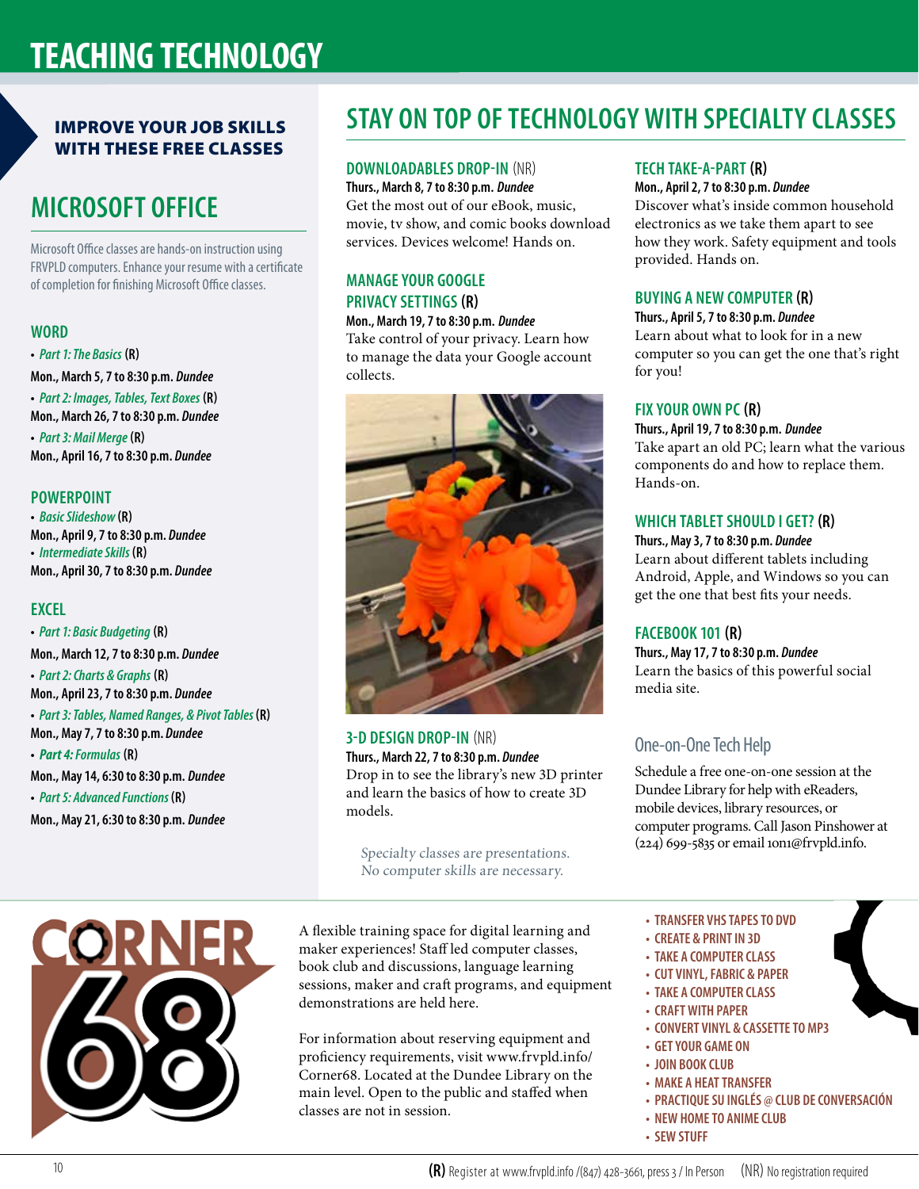# TEACHING TECHNOLOGY

## IMPROVE YOUR JOB SKILLS WITH THESE FREE CLASSES

## MICROSOFT OFFICE

Microsoft Office classes are hands-on instruction using FRVPLD computers. Enhance your resume with a certificate of completion for finishing Microsoft Office classes.

### WORD

- *Part 1: The Basics* **(R)**
  **Mon., March 5, 7 to 8:30 p.m.** ***Dundee***
- *Part 2: Images, Tables, Text Boxes* **(R)**
  **Mon., March 26, 7 to 8:30 p.m.** ***Dundee***
- *Part 3: Mail Merge* **(R)**
  **Mon., April 16, 7 to 8:30 p.m.** ***Dundee***

### POWERPOINT

- *Basic Slideshow* **(R)**
  **Mon., April 9, 7 to 8:30 p.m.** ***Dundee***
- *Intermediate Skills* **(R)**
  **Mon., April 30, 7 to 8:30 p.m.** ***Dundee***

### EXCEL

- *Part 1: Basic Budgeting* **(R)**
  **Mon., March 12, 7 to 8:30 p.m.** ***Dundee***
- *Part 2: Charts & Graphs* **(R)**
  **Mon., April 23, 7 to 8:30 p.m.** ***Dundee***
- *Part 3: Tables, Named Ranges, & Pivot Tables* **(R)**
  **Mon., May 7, 7 to 8:30 p.m.** ***Dundee***
- *Part 4: Formulas* **(R)**
  **Mon., May 14, 6:30 to 8:30 p.m.** ***Dundee***
- *Part 5: Advanced Functions* **(R)**
  **Mon., May 21, 6:30 to 8:30 p.m.** ***Dundee***

## STAY ON TOP OF TECHNOLOGY WITH SPECIALTY CLASSES

### DOWNLOADABLES DROP-IN (NR)

**Thurs., March 8, 7 to 8:30 p.m.** ***Dundee***
Get the most out of our eBook, music, movie, tv show, and comic books download services. Devices welcome! Hands on.

### MANAGE YOUR GOOGLE PRIVACY SETTINGS (R)

**Mon., March 19, 7 to 8:30 p.m.** ***Dundee***
Take control of your privacy. Learn how to manage the data your Google account collects.

### 3-D DESIGN DROP-IN (NR)

**Thurs., March 22, 7 to 8:30 p.m.** ***Dundee***
Drop in to see the library's new 3D printer and learn the basics of how to create 3D models.

*Specialty classes are presentations. No computer skills are necessary.*

### TECH TAKE-A-PART (R)

**Mon., April 2, 7 to 8:30 p.m.** ***Dundee***
Discover what's inside common household electronics as we take them apart to see how they work. Safety equipment and tools provided. Hands on.

### BUYING A NEW COMPUTER (R)

**Thurs., April 5, 7 to 8:30 p.m.** ***Dundee***
Learn about what to look for in a new computer so you can get the one that's right for you!

### FIX YOUR OWN PC (R)

**Thurs., April 19, 7 to 8:30 p.m.** ***Dundee***
Take apart an old PC; learn what the various components do and how to replace them. Hands-on.

### WHICH TABLET SHOULD I GET? (R)

**Thurs., May 3, 7 to 8:30 p.m.** ***Dundee***
Learn about different tablets including Android, Apple, and Windows so you can get the one that best fits your needs.

### FACEBOOK 101 (R)

**Thurs., May 17, 7 to 8:30 p.m.** ***Dundee***
Learn the basics of this powerful social media site.

### One-on-One Tech Help

Schedule a free one-on-one session at the Dundee Library for help with eReaders, mobile devices, library resources, or computer programs. Call Jason Pinshower at (224) 699-5835 or email 1on1@frvpld.info.

## CORNER 68

A flexible training space for digital learning and maker experiences! Staff led computer classes, book club and discussions, language learning sessions, maker and craft programs, and equipment demonstrations are held here.

For information about reserving equipment and proficiency requirements, visit www.frvpld.info/Corner68. Located at the Dundee Library on the main level. Open to the public and staffed when classes are not in session.

- TRANSFER VHS TAPES TO DVD
- CREATE & PRINT IN 3D
- TAKE A COMPUTER CLASS
- CUT VINYL, FABRIC & PAPER
- TAKE A COMPUTER CLASS
- CRAFT WITH PAPER
- CONVERT VINYL & CASSETTE TO MP3
- GET YOUR GAME ON
- JOIN BOOK CLUB
- MAKE A HEAT TRANSFER
- PRACTIQUE SU INGLÉS @ CLUB DE CONVERSACIÓN
- NEW HOME TO ANIME CLUB
- SEW STUFF

**(R)** Register at www.frvpld.info /(847) 428-3661, press 3 / In Person (NR) No registration required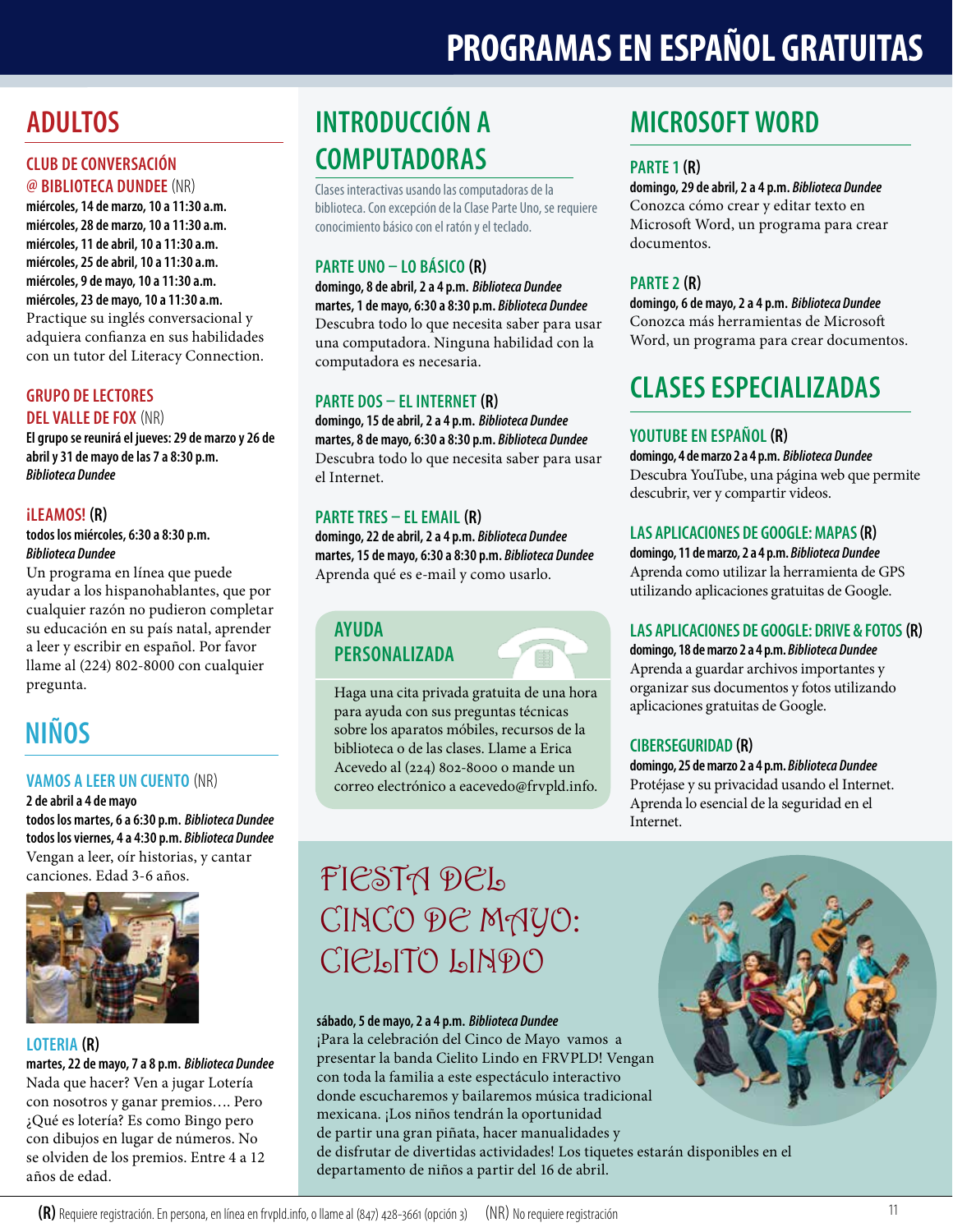# PROGRAMAS EN ESPAÑOL GRATUITAS

## ADULTOS

### CLUB DE CONVERSACIÓN @ BIBLIOTECA DUNDEE (NR)

**miércoles, 14 de marzo, 10 a 11:30 a.m.**
**miércoles, 28 de marzo, 10 a 11:30 a.m.**
**miércoles, 11 de abril, 10 a 11:30 a.m.**
**miércoles, 25 de abril, 10 a 11:30 a.m.**
**miércoles, 9 de mayo, 10 a 11:30 a.m.**
**miércoles, 23 de mayo, 10 a 11:30 a.m.**

Practique su inglés conversacional y adquiera confianza en sus habilidades con un tutor del Literacy Connection.

### GRUPO DE LECTORES DEL VALLE DE FOX (NR)

**El grupo se reunirá el jueves: 29 de marzo y 26 de abril y 31 de mayo de las 7 a 8:30 p.m.**
***Biblioteca Dundee***

### ¡LEAMOS! (R)

**todos los miércoles, 6:30 a 8:30 p.m.**
***Biblioteca Dundee***

Un programa en línea que puede ayudar a los hispanohablantes, que por cualquier razón no pudieron completar su educación en su país natal, aprender a leer y escribir en español. Por favor llame al (224) 802-8000 con cualquier pregunta.

## NIÑOS

### VAMOS A LEER UN CUENTO (NR)

**2 de abril a 4 de mayo**
**todos los martes, 6 a 6:30 p.m.** ***Biblioteca Dundee***
**todos los viernes, 4 a 4:30 p.m.** ***Biblioteca Dundee***

Vengan a leer, oír historias, y cantar canciones. Edad 3-6 años.

### LOTERIA (R)

**martes, 22 de mayo, 7 a 8 p.m.** ***Biblioteca Dundee***

Nada que hacer? Ven a jugar Lotería con nosotros y ganar premios…. Pero ¿Qué es lotería? Es como Bingo pero con dibujos en lugar de números. No se olviden de los premios. Entre 4 a 12 años de edad.

## INTRODUCCIÓN A COMPUTADORAS

Clases interactivas usando las computadoras de la biblioteca. Con excepción de la Clase Parte Uno, se requiere conocimiento básico con el ratón y el teclado.

### PARTE UNO – LO BÁSICO (R)

**domingo, 8 de abril, 2 a 4 p.m.** ***Biblioteca Dundee***
**martes, 1 de mayo, 6:30 a 8:30 p.m.** ***Biblioteca Dundee***

Descubra todo lo que necesita saber para usar una computadora. Ninguna habilidad con la computadora es necesaria.

### PARTE DOS – EL INTERNET (R)

**domingo, 15 de abril, 2 a 4 p.m.** ***Biblioteca Dundee***
**martes, 8 de mayo, 6:30 a 8:30 p.m.** ***Biblioteca Dundee***

Descubra todo lo que necesita saber para usar el Internet.

### PARTE TRES – EL EMAIL (R)

**domingo, 22 de abril, 2 a 4 p.m.** ***Biblioteca Dundee***
**martes, 15 de mayo, 6:30 a 8:30 p.m.** ***Biblioteca Dundee***

Aprenda qué es e-mail y como usarlo.

### AYUDA PERSONALIZADA

Haga una cita privada gratuita de una hora para ayuda con sus preguntas técnicas sobre los aparatos móbiles, recursos de la biblioteca o de las clases. Llame a Erica Acevedo al (224) 802-8000 o mande un correo electrónico a eacevedo@frvpld.info.

## MICROSOFT WORD

### PARTE 1 (R)

**domingo, 29 de abril, 2 a 4 p.m.** ***Biblioteca Dundee***

Conozca cómo crear y editar texto en Microsoft Word, un programa para crear documentos.

### PARTE 2 (R)

**domingo, 6 de mayo, 2 a 4 p.m.** ***Biblioteca Dundee***

Conozca más herramientas de Microsoft Word, un programa para crear documentos.

## CLASES ESPECIALIZADAS

### YOUTUBE EN ESPAÑOL (R)

**domingo, 4 de marzo 2 a 4 p.m.** ***Biblioteca Dundee***

Descubra YouTube, una página web que permite descubrir, ver y compartir videos.

### LAS APLICACIONES DE GOOGLE: MAPAS (R)

**domingo, 11 de marzo, 2 a 4 p.m.** ***Biblioteca Dundee***

Aprenda como utilizar la herramienta de GPS utilizando aplicaciones gratuitas de Google.

### LAS APLICACIONES DE GOOGLE: DRIVE & FOTOS (R)

**domingo, 18 de marzo 2 a 4 p.m.** ***Biblioteca Dundee***

Aprenda a guardar archivos importantes y organizar sus documentos y fotos utilizando aplicaciones gratuitas de Google.

### CIBERSEGURIDAD (R)

**domingo, 25 de marzo 2 a 4 p.m.** ***Biblioteca Dundee***

Protéjase y su privacidad usando el Internet. Aprenda lo esencial de la seguridad en el Internet.

## FIESTA DEL CINCO DE MAYO: CIELITO LINDO

**sábado, 5 de mayo, 2 a 4 p.m.** ***Biblioteca Dundee***

¡Para la celebración del Cinco de Mayo vamos a presentar la banda Cielito Lindo en FRVPLD! Vengan con toda la familia a este espectáculo interactivo donde escucharemos y bailaremos música tradicional mexicana. ¡Los niños tendrán la oportunidad de partir una gran piñata, hacer manualidades y de disfrutar de divertidas actividades! Los tiquetes estarán disponibles en el departamento de niños a partir del 16 de abril.

**(R)** Requiere registración. En persona, en línea en frvpld.info, o llame al (847) 428-3661 (opción 3) (NR) No requiere registración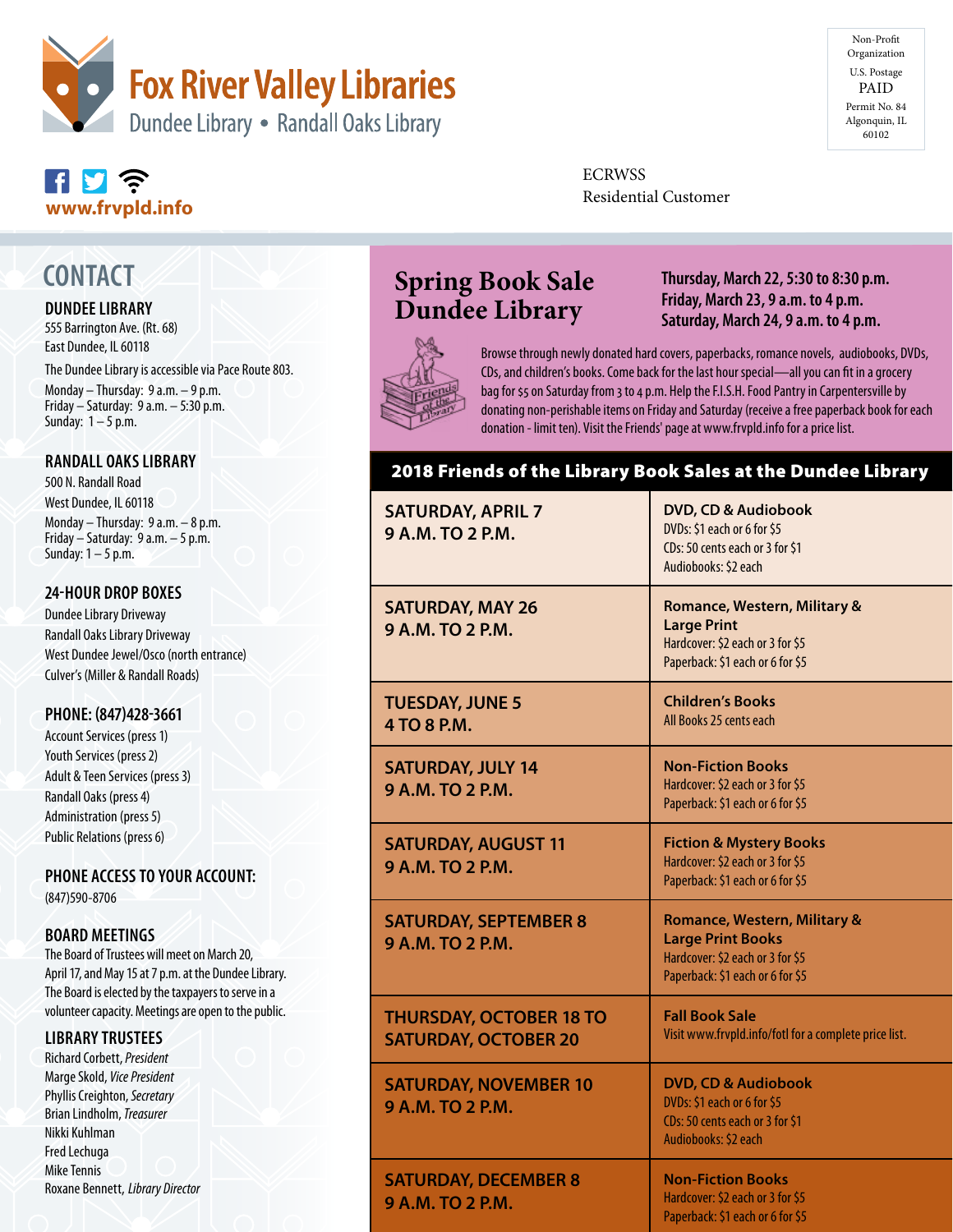# Fox River Valley Libraries

Dundee Library • Randall Oaks Library

www.frvpld.info

Non-Profit Organization
U.S. Postage
PAID
Permit No. 84
Algonquin, IL
60102

ECRWSS
Residential Customer

## CONTACT

### DUNDEE LIBRARY

555 Barrington Ave. (Rt. 68)
East Dundee, IL 60118

The Dundee Library is accessible via Pace Route 803.

Monday – Thursday: 9 a.m. – 9 p.m.
Friday – Saturday: 9 a.m. – 5:30 p.m.
Sunday: 1 – 5 p.m.

### RANDALL OAKS LIBRARY

500 N. Randall Road
West Dundee, IL 60118

Monday – Thursday: 9 a.m. – 8 p.m.
Friday – Saturday: 9 a.m. – 5 p.m.
Sunday: 1 – 5 p.m.

### 24-HOUR DROP BOXES

Dundee Library Driveway
Randall Oaks Library Driveway
West Dundee Jewel/Osco (north entrance)
Culver's (Miller & Randall Roads)

### PHONE: (847)428-3661

Account Services (press 1)
Youth Services (press 2)
Adult & Teen Services (press 3)
Randall Oaks (press 4)
Administration (press 5)
Public Relations (press 6)

### PHONE ACCESS TO YOUR ACCOUNT:

(847)590-8706

### BOARD MEETINGS

The Board of Trustees will meet on March 20, April 17, and May 15 at 7 p.m. at the Dundee Library. The Board is elected by the taxpayers to serve in a volunteer capacity. Meetings are open to the public.

### LIBRARY TRUSTEES

Richard Corbett, *President*
Marge Skold, *Vice President*
Phyllis Creighton, *Secretary*
Brian Lindholm, *Treasurer*
Nikki Kuhlman
Fred Lechuga
Mike Tennis
Roxane Bennett, *Library Director*

## Spring Book Sale Dundee Library

**Thursday, March 22, 5:30 to 8:30 p.m.**
**Friday, March 23, 9 a.m. to 4 p.m.**
**Saturday, March 24, 9 a.m. to 4 p.m.**

Browse through newly donated hard covers, paperbacks, romance novels, audiobooks, DVDs, CDs, and children's books. Come back for the last hour special—all you can fit in a grocery bag for $5 on Saturday from 3 to 4 p.m. Help the F.I.S.H. Food Pantry in Carpentersville by donating non-perishable items on Friday and Saturday (receive a free paperback book for each donation - limit ten). Visit the Friends' page at www.frvpld.info for a price list.

## 2018 Friends of the Library Book Sales at the Dundee Library

| | |
|---|---|
| SATURDAY, APRIL 7<br>9 A.M. TO 2 P.M. | **DVD, CD & Audiobook**<br>DVDs: $1 each or 6 for $5<br>CDs: 50 cents each or 3 for $1<br>Audiobooks: $2 each |
| SATURDAY, MAY 26<br>9 A.M. TO 2 P.M. | **Romance, Western, Military & Large Print**<br>Hardcover: $2 each or 3 for $5<br>Paperback: $1 each or 6 for $5 |
| TUESDAY, JUNE 5<br>4 TO 8 P.M. | **Children's Books**<br>All Books 25 cents each |
| SATURDAY, JULY 14<br>9 A.M. TO 2 P.M. | **Non-Fiction Books**<br>Hardcover: $2 each or 3 for $5<br>Paperback: $1 each or 6 for $5 |
| SATURDAY, AUGUST 11<br>9 A.M. TO 2 P.M. | **Fiction & Mystery Books**<br>Hardcover: $2 each or 3 for $5<br>Paperback: $1 each or 6 for $5 |
| SATURDAY, SEPTEMBER 8<br>9 A.M. TO 2 P.M. | **Romance, Western, Military & Large Print Books**<br>Hardcover: $2 each or 3 for $5<br>Paperback: $1 each or 6 for $5 |
| THURSDAY, OCTOBER 18 TO SATURDAY, OCTOBER 20 | **Fall Book Sale**<br>Visit www.frvpld.info/fotl for a complete price list. |
| SATURDAY, NOVEMBER 10<br>9 A.M. TO 2 P.M. | **DVD, CD & Audiobook**<br>DVDs: $1 each or 6 for $5<br>CDs: 50 cents each or 3 for $1<br>Audiobooks: $2 each |
| SATURDAY, DECEMBER 8<br>9 A.M. TO 2 P.M. | **Non-Fiction Books**<br>Hardcover: $2 each or 3 for $5<br>Paperback: $1 each or 6 for $5 |